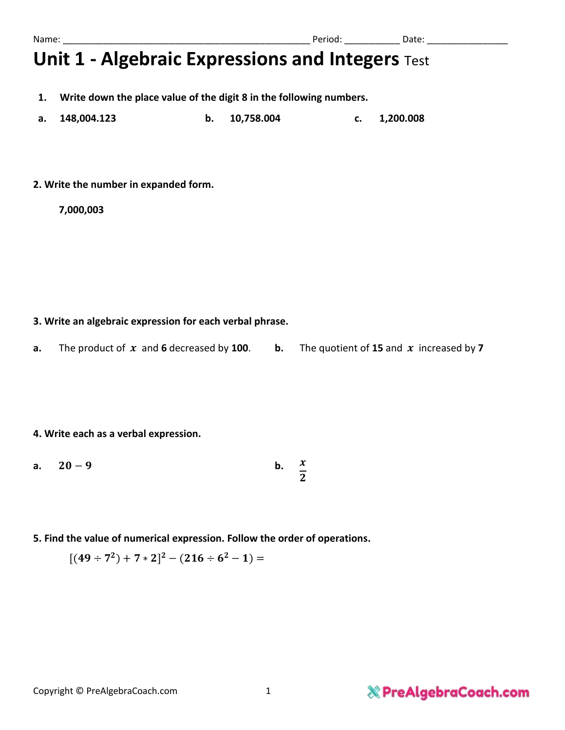Name: _______________________________________________ Period: __________ Date: _______________

# Unit 1 - Algebraic Expressions and Integers Test

**1. Write down the place value of the digit 8 in the following numbers.**

**a.** **148,004.123** **b.** **10,758.004** **c.** **1,200.008**

**2. Write the number in expanded form.**

**7,000,003**

**3. Write an algebraic expression for each verbal phrase.**

**a.** The product of $x$ and **6** decreased by **100**.

**b.** The quotient of **15** and $x$ increased by **7**

**4. Write each as a verbal expression.**

**a.** $20 - 9$

**b.** $\frac{x}{2}$

**5. Find the value of numerical expression. Follow the order of operations.**

$$[(49 \div 7^2) + 7 * 2]^2 - (216 \div 6^2 - 1) =$$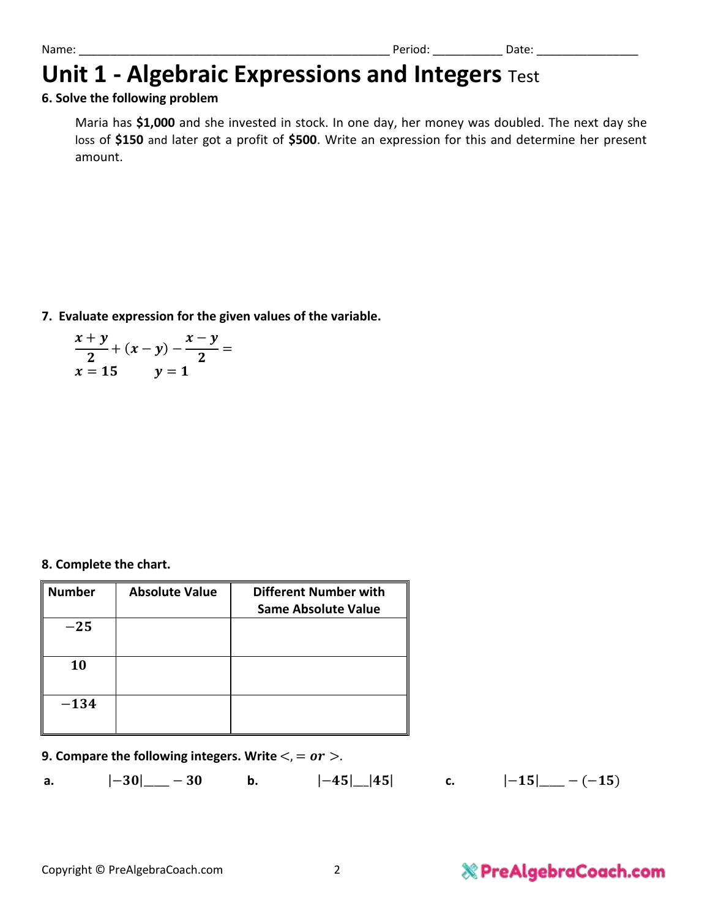Name: ______________________________________________ Period: __________ Date: _______________

# Unit 1 - Algebraic Expressions and Integers Test

**6. Solve the following problem**

Maria has **$1,000** and she invested in stock. In one day, her money was doubled. The next day she loss of **$150** and later got a profit of **$500**. Write an expression for this and determine her present amount.

**7. Evaluate expression for the given values of the variable.**

$$\frac{x+y}{2} + (x-y) - \frac{x-y}{2} =$$

$x = 15 \qquad y = 1$

**8. Complete the chart.**

| Number | Absolute Value | Different Number with Same Absolute Value |
|---|---|---|
| $-25$ | | |
| $10$ | | |
| $-134$ | | |

**9. Compare the following integers. Write $<, =$ or $>$.**

**a.** $|-30|$ ____ $-30$ **b.** $|-45|$ __ $|45|$ **c.** $|-15|$ ____ $-(-15)$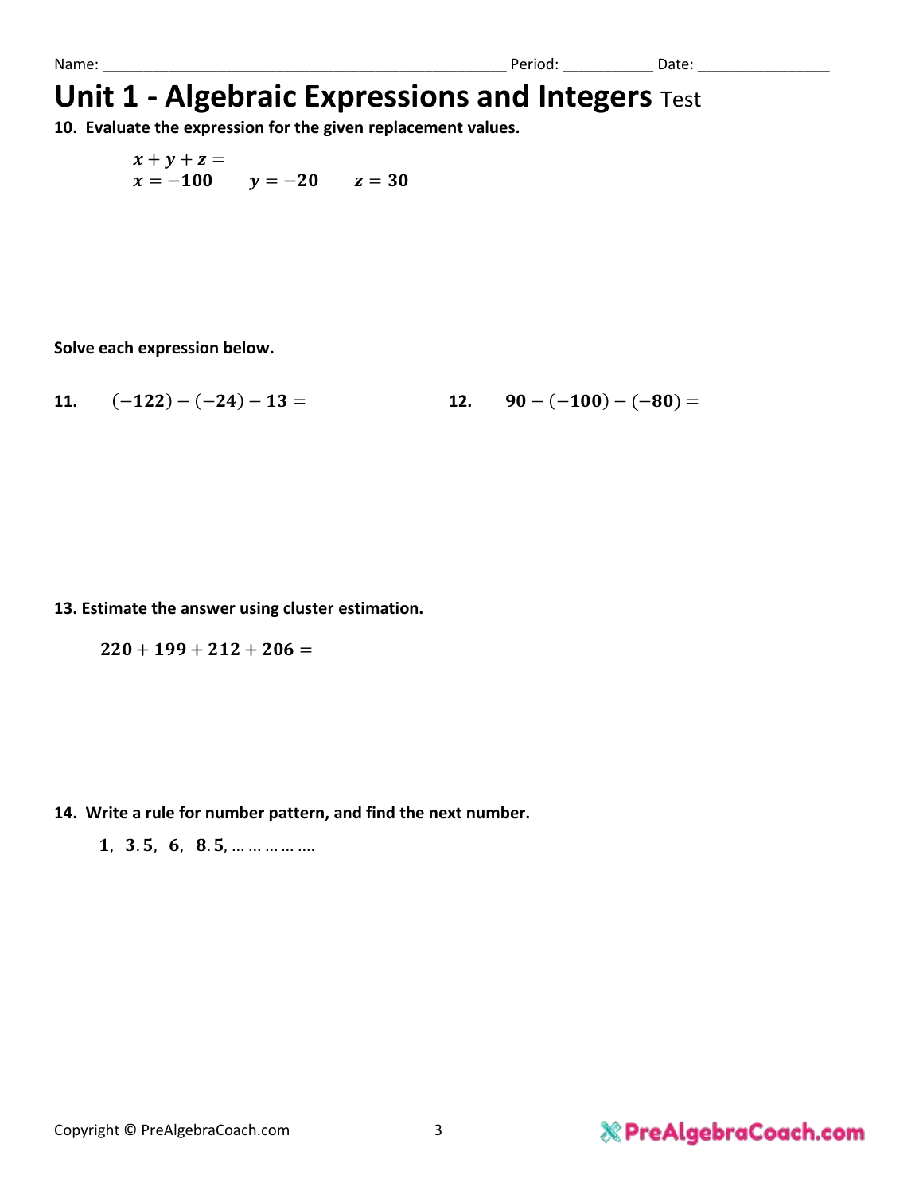Name: ________________________________________________ Period: __________ Date: _______________

# Unit 1 - Algebraic Expressions and Integers Test

**10. Evaluate the expression for the given replacement values.**

$x + y + z =$

$x = -100 \qquad y = -20 \qquad z = 30$

**Solve each expression below.**

**11.** $(-122) - (-24) - 13 =$

**12.** $90 - (-100) - (-80) =$

**13. Estimate the answer using cluster estimation.**

$220 + 199 + 212 + 206 =$

**14. Write a rule for number pattern, and find the next number.**

$1,\ 3.5,\ 6,\ 8.5, \ldots\ldots\ldots\ldots$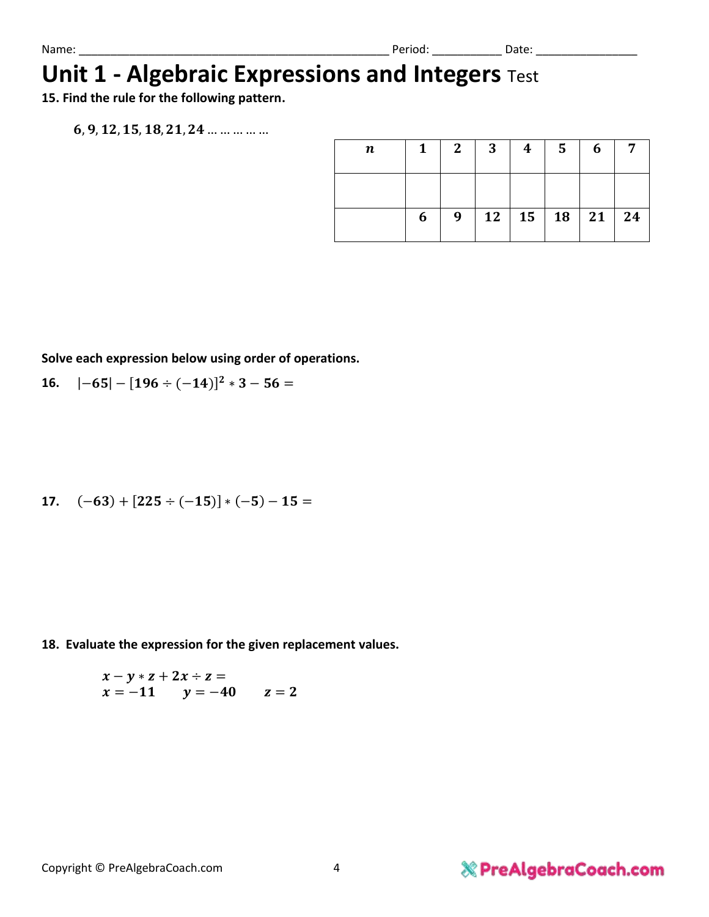Name: ______________________________________________ Period: __________ Date: _______________

# Unit 1 - Algebraic Expressions and Integers Test

**15. Find the rule for the following pattern.**

$6, 9, 12, 15, 18, 21, 24 \ldots \ldots \ldots \ldots \ldots$

| $n$ | 1 | 2 | 3 | 4 | 5 | 6 | 7 |
|---|---|---|---|---|---|---|---|
| | | | | | | | |
| | 6 | 9 | 12 | 15 | 18 | 21 | 24 |

**Solve each expression below using order of operations.**

**16.** $|-65| - [196 \div (-14)]^2 * 3 - 56 =$

**17.** $(-63) + [225 \div (-15)] * (-5) - 15 =$

**18. Evaluate the expression for the given replacement values.**

$x - y * z + 2x \div z =$

$x = -11 \qquad y = -40 \qquad z = 2$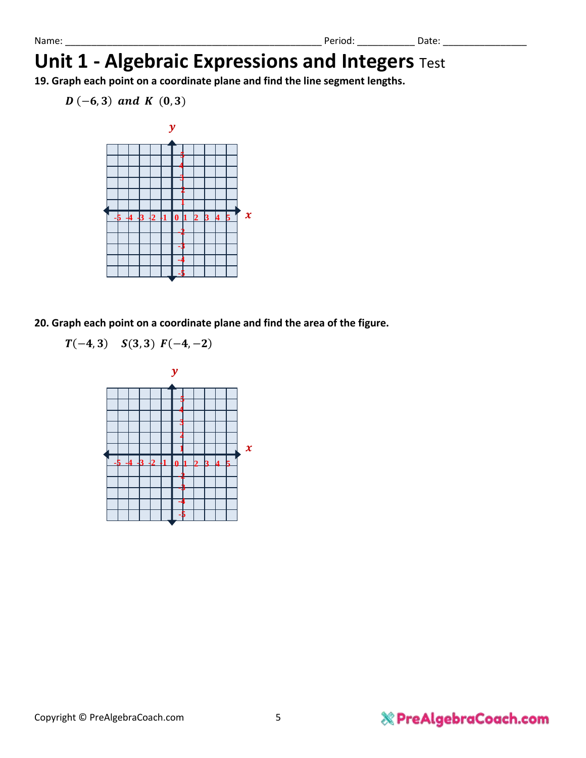Name: ______________________________________________ Period: __________ Date: _______________

# Unit 1 - Algebraic Expressions and Integers Test

**19. Graph each point on a coordinate plane and find the line segment lengths.**

$D\ (-6, 3)$ *and* $K\ (0, 3)$

**20. Graph each point on a coordinate plane and find the area of the figure.**

$T(-4, 3)$ $S(3, 3)$ $F(-4, -2)$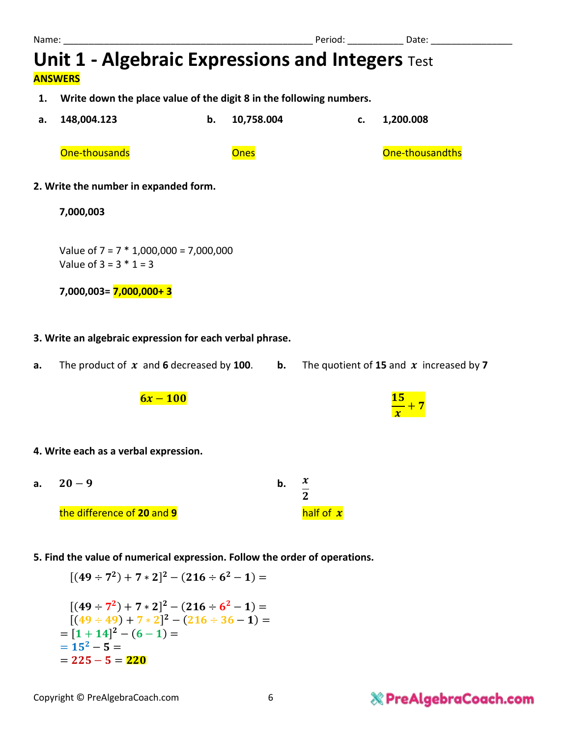Name: ________________________________________________ Period: __________ Date: ________________

# Unit 1 - Algebraic Expressions and Integers Test

**ANSWERS**

1. **Write down the place value of the digit 8 in the following numbers.**

**a.** **148,004.123** **b.** **10,758.004** **c.** **1,200.008**

a. One-thousands

b. Ones

c. One-thousandths

**2. Write the number in expanded form.**

**7,000,003**

Value of 7 = 7 * 1,000,000 = 7,000,000
Value of 3 = 3 * 1 = 3

**7,000,003=** **7,000,000+ 3**

**3. Write an algebraic expression for each verbal phrase.**

**a.** The product of $x$ and **6** decreased by **100**.

$$6x - 100$$

**b.** The quotient of **15** and $x$ increased by **7**

$$\frac{15}{x} + 7$$

**4. Write each as a verbal expression.**

**a.** $20 - 9$

the difference of **20** and **9**

**b.** $\frac{x}{2}$

half of $x$

**5. Find the value of numerical expression. Follow the order of operations.**

$$[(49 \div 7^2) + 7 * 2]^2 - (216 \div 6^2 - 1) =$$

$$[(49 \div 7^2) + 7 * 2]^2 - (216 \div 6^2 - 1) =$$
$$[(49 \div 49) + 7 * 2]^2 - (216 \div 36 - 1) =$$
$$= [1 + 14]^2 - (6 - 1) =$$
$$= 15^2 - 5 =$$
$$= 225 - 5 = 220$$

Copyright © PreAlgebraCoach.com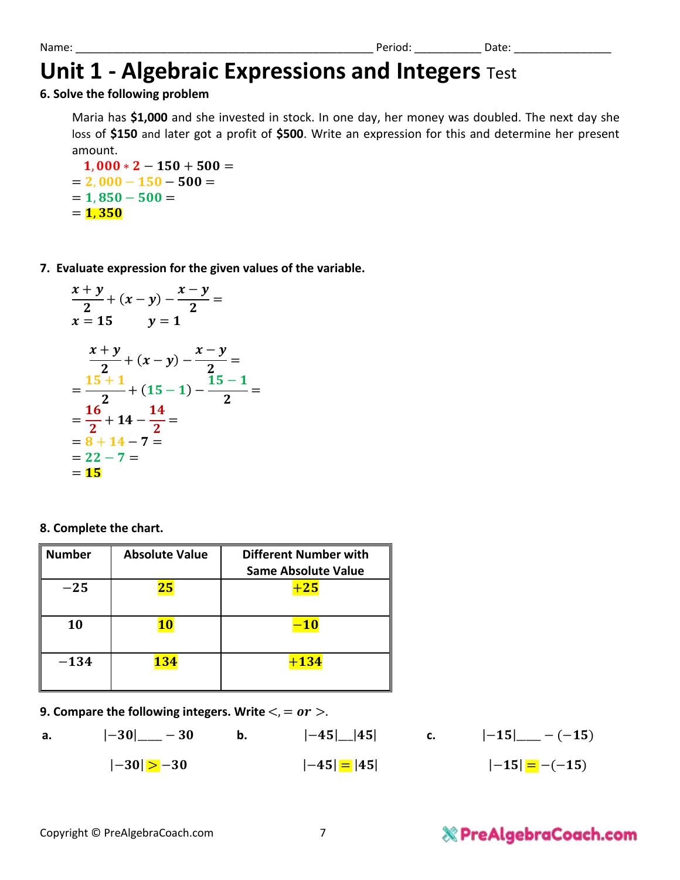Name: _______________________________________________ Period: __________ Date: _______________

# Unit 1 - Algebraic Expressions and Integers Test

**6. Solve the following problem**

Maria has **$1,000** and she invested in stock. In one day, her money was doubled. The next day she loss of **$150** and later got a profit of **$500**. Write an expression for this and determine her present amount.

$$1,000 * 2 - 150 + 500 =$$
$$= 2,000 - 150 - 500 =$$
$$= 1,850 - 500 =$$
$$= 1,350$$

**7. Evaluate expression for the given values of the variable.**

$$\frac{x+y}{2} + (x-y) - \frac{x-y}{2} =$$

$x = 15 \qquad y = 1$

$$\frac{x+y}{2} + (x-y) - \frac{x-y}{2} =$$
$$= \frac{15+1}{2} + (15-1) - \frac{15-1}{2} =$$
$$= \frac{16}{2} + 14 - \frac{14}{2} =$$
$$= 8 + 14 - 7 =$$
$$= 22 - 7 =$$
$$= 15$$

**8. Complete the chart.**

| Number | Absolute Value | Different Number with Same Absolute Value |
|---|---|---|
| $-25$ | $25$ | $+25$ |
| $10$ | $10$ | $-10$ |
| $-134$ | $134$ | $+134$ |

**9. Compare the following integers. Write $<, =$ or $>$.**

**a.** $|-30|$____ $-30$ &nbsp;&nbsp;&nbsp;&nbsp; **b.** $|-45|$__$|45|$ &nbsp;&nbsp;&nbsp;&nbsp; **c.** $|-15|$____ $-(-15)$

$|-30| > -30$ &nbsp;&nbsp;&nbsp;&nbsp; $|-45| = |45|$ &nbsp;&nbsp;&nbsp;&nbsp; $|-15| = -(-15)$

Copyright © PreAlgebraCoach.com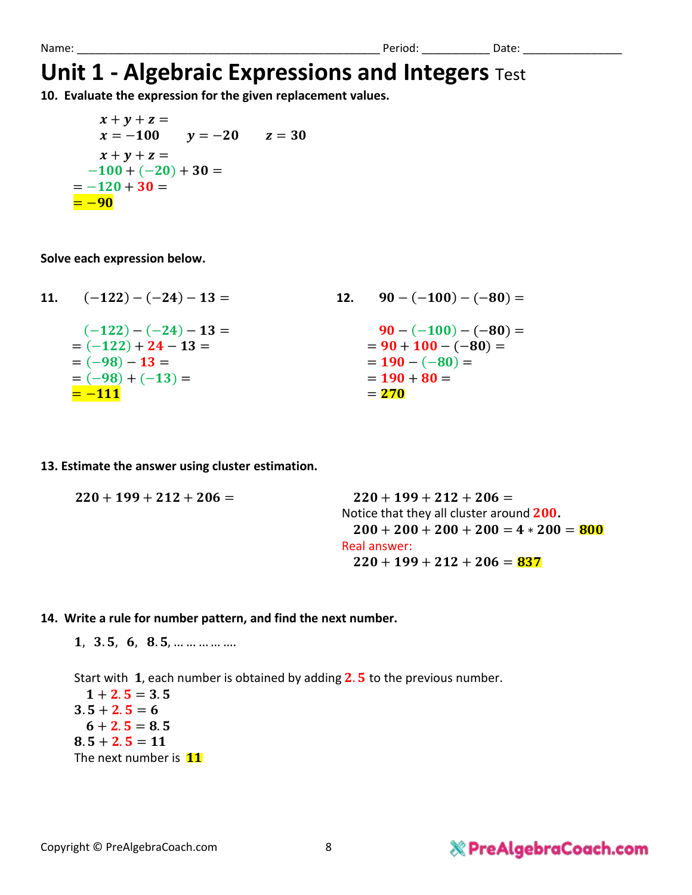Name: ________________________________________________ Period: __________ Date: _______________

# Unit 1 - Algebraic Expressions and Integers Test

**10. Evaluate the expression for the given replacement values.**

$x + y + z =$

$x = -100 \qquad y = -20 \qquad z = 30$

$x + y + z =$

$-100 + (-20) + 30 =$

$= -120 + 30 =$

$= -90$

**Solve each expression below.**

**11.** $(-122) - (-24) - 13 =$

$(-122) - (-24) - 13 =$

$= (-122) + 24 - 13 =$

$= (-98) - 13 =$

$= (-98) + (-13) =$

$= -111$

**12.** $90 - (-100) - (-80) =$

$90 - (-100) - (-80) =$

$= 90 + 100 - (-80) =$

$= 190 - (-80) =$

$= 190 + 80 =$

$= 270$

**13. Estimate the answer using cluster estimation.**

$220 + 199 + 212 + 206 =$

$220 + 199 + 212 + 206 =$

Notice that they all cluster around $200$.

$200 + 200 + 200 + 200 = 4 * 200 = 800$

Real answer:

$220 + 199 + 212 + 206 = 837$

**14. Write a rule for number pattern, and find the next number.**

$1,\ 3.5,\ 6,\ 8.5, \ldots\ldots\ldots$

Start with $1$, each number is obtained by adding $2.5$ to the previous number.

$1 + 2.5 = 3.5$

$3.5 + 2.5 = 6$

$6 + 2.5 = 8.5$

$8.5 + 2.5 = 11$

The next number is $11$

Copyright © PreAlgebraCoach.com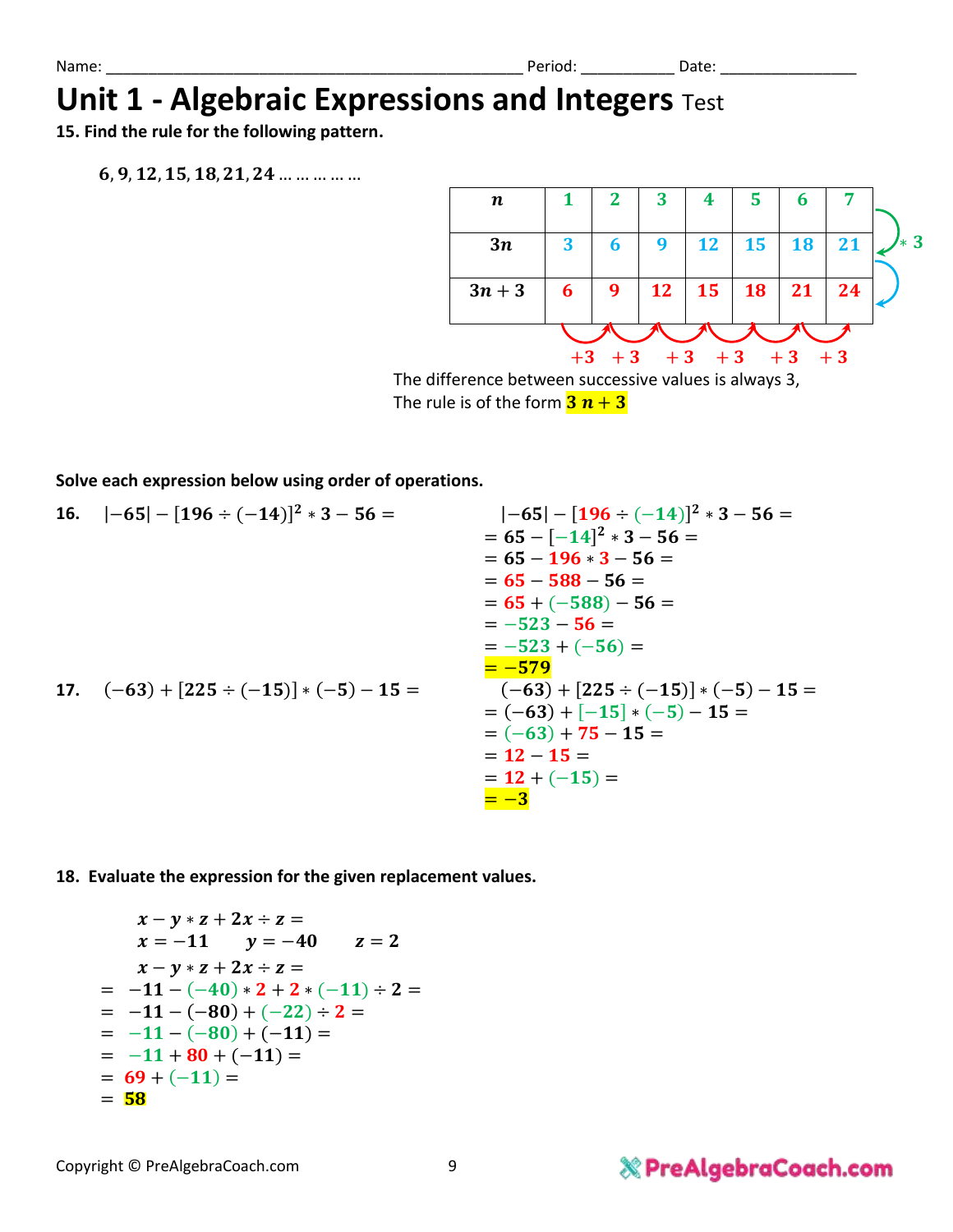Name: ______________________________________________ Period: __________ Date: _______________

# Unit 1 - Algebraic Expressions and Integers Test

**15. Find the rule for the following pattern.**

$$6, 9, 12, 15, 18, 21, 24 \ldots \ldots \ldots \ldots \ldots$$

| $n$ | 1 | 2 | 3 | 4 | 5 | 6 | 7 |
|---|---|---|---|---|---|---|---|
| $3n$ | 3 | 6 | 9 | 12 | 15 | 18 | 21 |
| $3n + 3$ | 6 | 9 | 12 | 15 | 18 | 21 | 24 |

$* 3$

$+3 \quad +3 \quad +3 \quad +3 \quad +3 \quad +3$

The difference between successive values is always 3,
The rule is of the form $3\,n + 3$

**Solve each expression below using order of operations.**

**16.** $|-65| - [196 \div (-14)]^2 * 3 - 56 =$

$$|-65| - [196 \div (-14)]^2 * 3 - 56 =$$
$$= 65 - [-14]^2 * 3 - 56 =$$
$$= 65 - 196 * 3 - 56 =$$
$$= 65 - 588 - 56 =$$
$$= 65 + (-588) - 56 =$$
$$= -523 - 56 =$$
$$= -523 + (-56) =$$
$$= -579$$

**17.** $(-63) + [225 \div (-15)] * (-5) - 15 =$

$$(-63) + [225 \div (-15)] * (-5) - 15 =$$
$$= (-63) + [-15] * (-5) - 15 =$$
$$= (-63) + 75 - 15 =$$
$$= 12 - 15 =$$
$$= 12 + (-15) =$$
$$= -3$$

**18. Evaluate the expression for the given replacement values.**

$$x - y * z + 2x \div z =$$
$$x = -11 \qquad y = -40 \qquad z = 2$$
$$x - y * z + 2x \div z =$$
$$= -11 - (-40) * 2 + 2 * (-11) \div 2 =$$
$$= -11 - (-80) + (-22) \div 2 =$$
$$= -11 - (-80) + (-11) =$$
$$= -11 + 80 + (-11) =$$
$$= 69 + (-11) =$$
$$= 58$$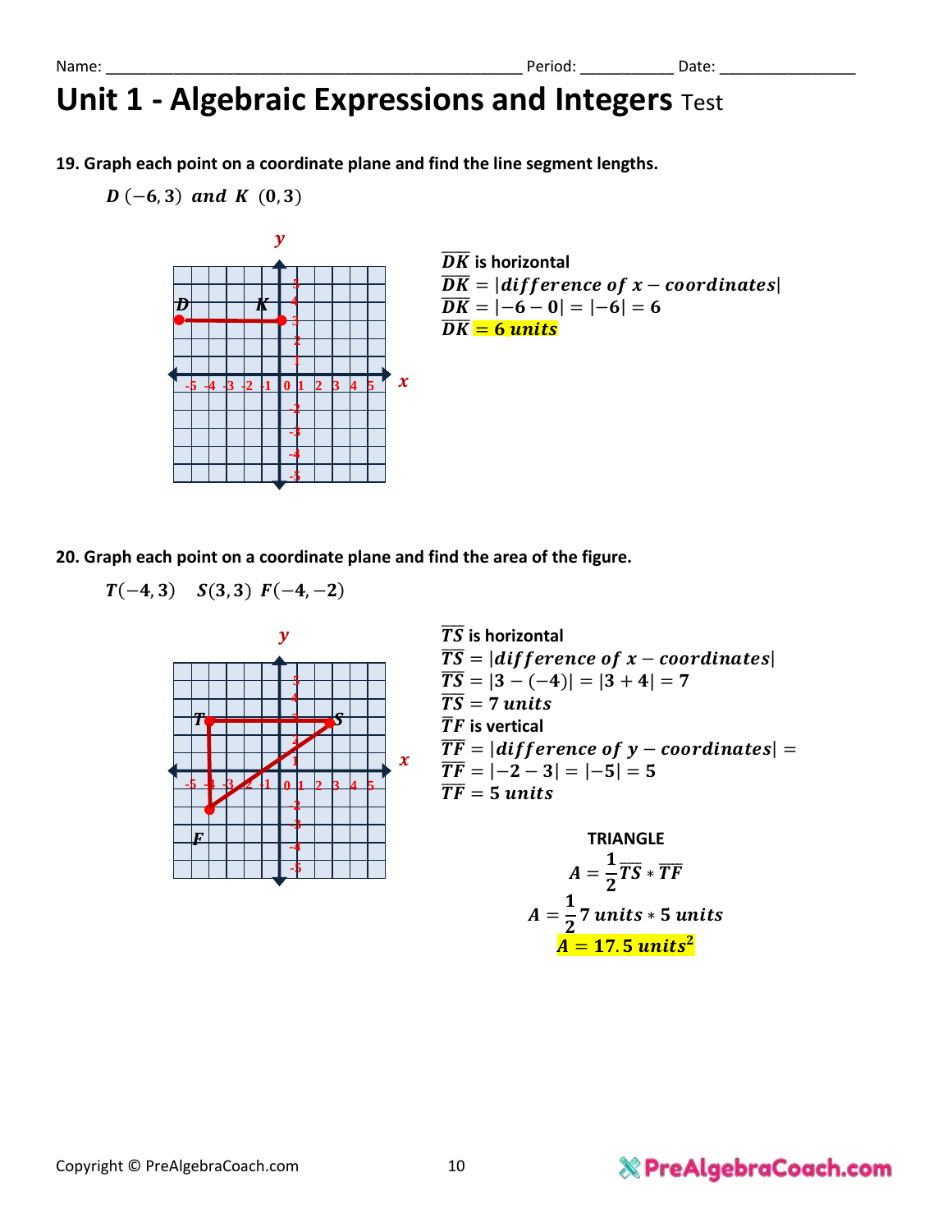Name: _______________________________________________ Period: __________ Date: _______________

# Unit 1 - Algebraic Expressions and Integers Test

**19. Graph each point on a coordinate plane and find the line segment lengths.**

$D\ (-6, 3)\ \ and\ \ K\ \ (0, 3)$

y

D K

-5 -4 -3 -2 -1 0 1 2 3 4 5 x

5 4 3 2 1 -2 -3 -4 -5

$\overline{DK}$ is horizontal

$\overline{DK} = |difference\ of\ x - coordinates|$

$\overline{DK} = |-6 - 0| = |-6| = 6$

$\overline{DK} = 6\ units$

**20. Graph each point on a coordinate plane and find the area of the figure.**

$T(-4, 3)\quad S(3, 3)\ \ F(-4, -2)$

y

T S F

-5 -4 -3 -2 -1 0 1 2 3 4 5 x

5 4 3 2 1 -2 -3 -4 -5

$\overline{TS}$ is horizontal

$\overline{TS} = |difference\ of\ x - coordinates|$

$\overline{TS} = |3 - (-4)| = |3 + 4| = 7$

$\overline{TS} = 7\ units$

$\overline{TF}$ is vertical

$\overline{TF} = |difference\ of\ y - coordinates| =$

$\overline{TF} = |-2 - 3| = |-5| = 5$

$\overline{TF} = 5\ units$

TRIANGLE

$$A = \frac{1}{2}\overline{TS} * \overline{TF}$$

$$A = \frac{1}{2} 7\ units * 5\ units$$

$$A = 17.5\ units^2$$

Copyright © PreAlgebraCoach.com

PreAlgebraCoach.com